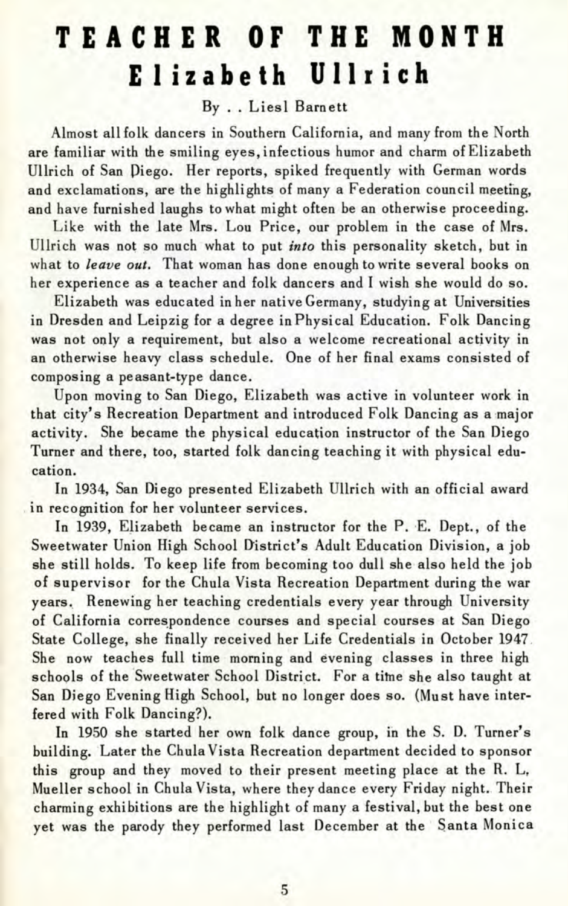# TEACHER OF THE MONTH
## Elizabeth Ullrich

By . . Liesl Barnett

Almost all folk dancers in Southern California, and many from the North are familiar with the smiling eyes, infectious humor and charm of Elizabeth Ullrich of San Diego. Her reports, spiked frequently with German words and exclamations, are the highlights of many a Federation council meeting, and have furnished laughs to what might often be an otherwise proceeding.

Like with the late Mrs. Lou Price, our problem in the case of Mrs. Ullrich was not so much what to put *into* this personality sketch, but in what to *leave out*. That woman has done enough to write several books on her experience as a teacher and folk dancers and I wish she would do so.

Elizabeth was educated in her native Germany, studying at Universities in Dresden and Leipzig for a degree in Physical Education. Folk Dancing was not only a requirement, but also a welcome recreational activity in an otherwise heavy class schedule. One of her final exams consisted of composing a peasant-type dance.

Upon moving to San Diego, Elizabeth was active in volunteer work in that city's Recreation Department and introduced Folk Dancing as a major activity. She became the physical education instructor of the San Diego Turner and there, too, started folk dancing teaching it with physical education.

In 1934, San Diego presented Elizabeth Ullrich with an official award in recognition for her volunteer services.

In 1939, Elizabeth became an instructor for the P. E. Dept., of the Sweetwater Union High School District's Adult Education Division, a job she still holds. To keep life from becoming too dull she also held the job of supervisor for the Chula Vista Recreation Department during the war years. Renewing her teaching credentials every year through University of California correspondence courses and special courses at San Diego State College, she finally received her Life Credentials in October 1947. She now teaches full time morning and evening classes in three high schools of the Sweetwater School District. For a time she also taught at San Diego Evening High School, but no longer does so. (Must have interfered with Folk Dancing?).

In 1950 she started her own folk dance group, in the S. D. Turner's building. Later the Chula Vista Recreation department decided to sponsor this group and they moved to their present meeting place at the R. L. Mueller school in Chula Vista, where they dance every Friday night. Their charming exhibitions are the highlight of many a festival, but the best one yet was the parody they performed last December at the Santa Monica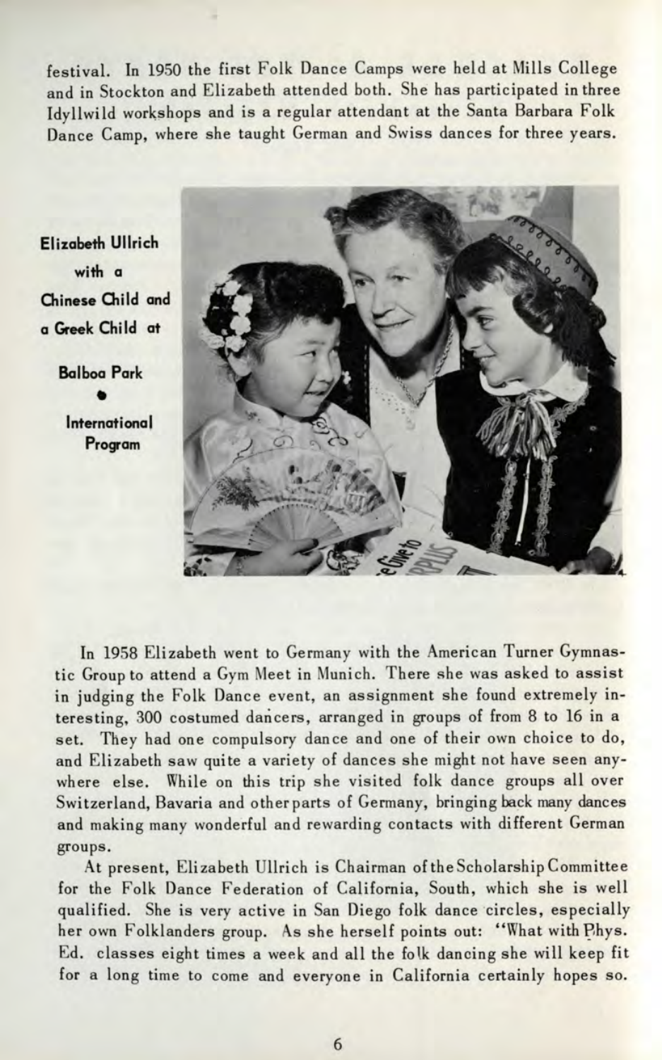festival. In 1950 the first Folk Dance Camps were held at Mills College and in Stockton and Elizabeth attended both. She has participated in three Idyllwild workshops and is a regular attendant at the Santa Barbara Folk Dance Camp, where she taught German and Swiss dances for three years.

**Elizabeth Ullrich with a Chinese Child and a Greek Child at Balboa Park • International Program**

In 1958 Elizabeth went to Germany with the American Turner Gymnastic Group to attend a Gym Meet in Munich. There she was asked to assist in judging the Folk Dance event, an assignment she found extremely interesting, 300 costumed dancers, arranged in groups of from 8 to 16 in a set. They had one compulsory dance and one of their own choice to do, and Elizabeth saw quite a variety of dances she might not have seen anywhere else. While on this trip she visited folk dance groups all over Switzerland, Bavaria and other parts of Germany, bringing back many dances and making many wonderful and rewarding contacts with different German groups.

At present, Elizabeth Ullrich is Chairman of the Scholarship Committee for the Folk Dance Federation of California, South, which she is well qualified. She is very active in San Diego folk dance circles, especially her own Folklanders group. As she herself points out: "What with Phys. Ed. classes eight times a week and all the folk dancing she will keep fit for a long time to come and everyone in California certainly hopes so.